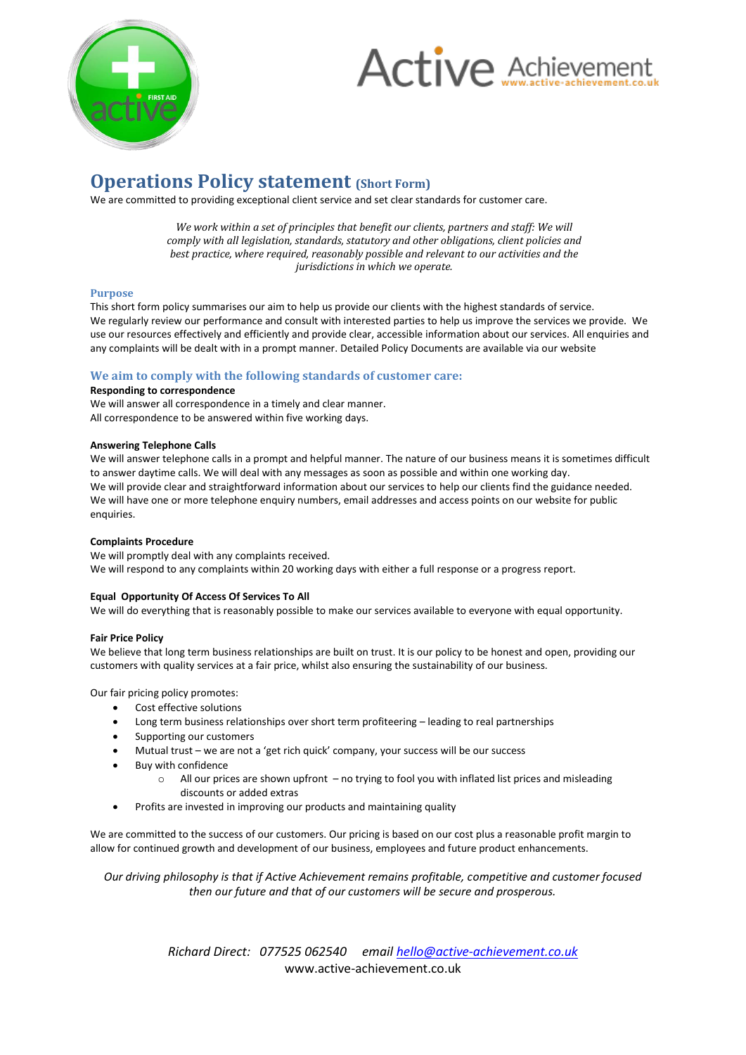Active Achievement
www.active-achievement.co.uk

# Operations Policy statement (Short Form)

We are committed to providing exceptional client service and set clear standards for customer care.

*We work within a set of principles that benefit our clients, partners and staff: We will comply with all legislation, standards, statutory and other obligations, client policies and best practice, where required, reasonably possible and relevant to our activities and the jurisdictions in which we operate.*

## Purpose

This short form policy summarises our aim to help us provide our clients with the highest standards of service. We regularly review our performance and consult with interested parties to help us improve the services we provide. We use our resources effectively and efficiently and provide clear, accessible information about our services. All enquiries and any complaints will be dealt with in a prompt manner. Detailed Policy Documents are available via our website

## We aim to comply with the following standards of customer care:

**Responding to correspondence**

We will answer all correspondence in a timely and clear manner.
All correspondence to be answered within five working days.

**Answering Telephone Calls**

We will answer telephone calls in a prompt and helpful manner. The nature of our business means it is sometimes difficult to answer daytime calls. We will deal with any messages as soon as possible and within one working day.
We will provide clear and straightforward information about our services to help our clients find the guidance needed.
We will have one or more telephone enquiry numbers, email addresses and access points on our website for public enquiries.

**Complaints Procedure**

We will promptly deal with any complaints received.
We will respond to any complaints within 20 working days with either a full response or a progress report.

**Equal Opportunity Of Access Of Services To All**

We will do everything that is reasonably possible to make our services available to everyone with equal opportunity.

**Fair Price Policy**

We believe that long term business relationships are built on trust. It is our policy to be honest and open, providing our customers with quality services at a fair price, whilst also ensuring the sustainability of our business.

Our fair pricing policy promotes:

- Cost effective solutions
- Long term business relationships over short term profiteering – leading to real partnerships
- Supporting our customers
- Mutual trust – we are not a 'get rich quick' company, your success will be our success
- Buy with confidence
  - All our prices are shown upfront – no trying to fool you with inflated list prices and misleading discounts or added extras
- Profits are invested in improving our products and maintaining quality

We are committed to the success of our customers. Our pricing is based on our cost plus a reasonable profit margin to allow for continued growth and development of our business, employees and future product enhancements.

*Our driving philosophy is that if Active Achievement remains profitable, competitive and customer focused then our future and that of our customers will be secure and prosperous.*

*Richard Direct: 077525 062540 email [hello@active-achievement.co.uk](mailto:hello@active-achievement.co.uk)*
www.active-achievement.co.uk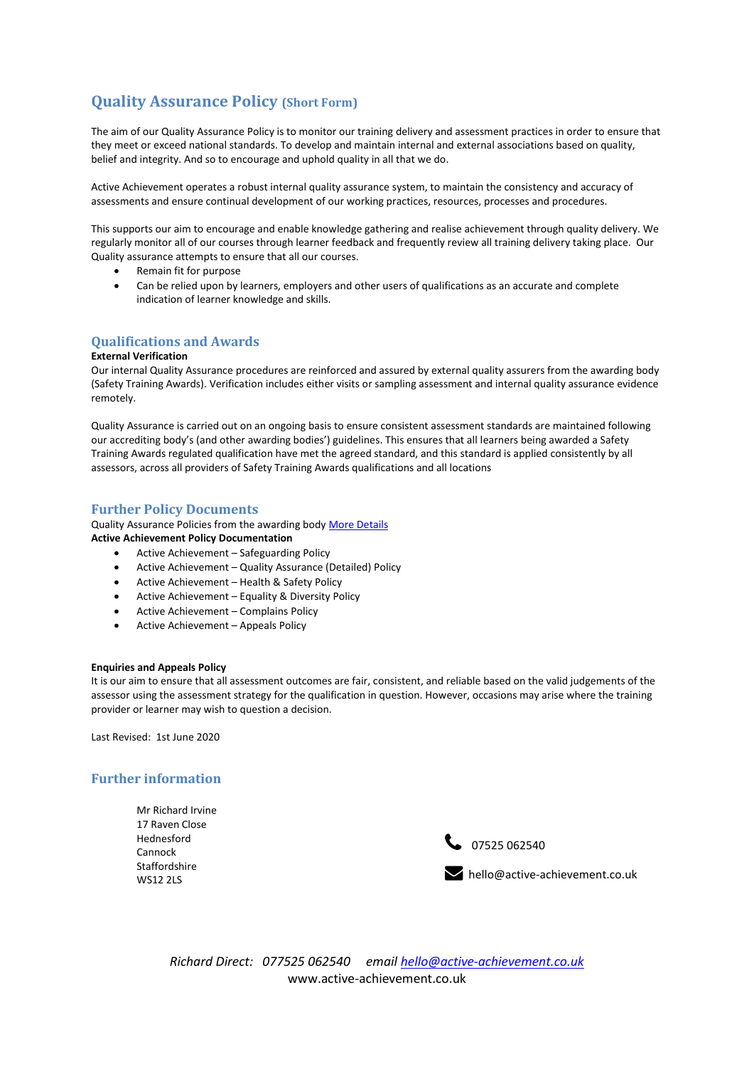## Quality Assurance Policy (Short Form)

The aim of our Quality Assurance Policy is to monitor our training delivery and assessment practices in order to ensure that they meet or exceed national standards. To develop and maintain internal and external associations based on quality, belief and integrity. And so to encourage and uphold quality in all that we do.

Active Achievement operates a robust internal quality assurance system, to maintain the consistency and accuracy of assessments and ensure continual development of our working practices, resources, processes and procedures.

This supports our aim to encourage and enable knowledge gathering and realise achievement through quality delivery. We regularly monitor all of our courses through learner feedback and frequently review all training delivery taking place. Our Quality assurance attempts to ensure that all our courses.

- Remain fit for purpose
- Can be relied upon by learners, employers and other users of qualifications as an accurate and complete indication of learner knowledge and skills.

## Qualifications and Awards

**External Verification**

Our internal Quality Assurance procedures are reinforced and assured by external quality assurers from the awarding body (Safety Training Awards). Verification includes either visits or sampling assessment and internal quality assurance evidence remotely.

Quality Assurance is carried out on an ongoing basis to ensure consistent assessment standards are maintained following our accrediting body's (and other awarding bodies') guidelines. This ensures that all learners being awarded a Safety Training Awards regulated qualification have met the agreed standard, and this standard is applied consistently by all assessors, across all providers of Safety Training Awards qualifications and all locations

## Further Policy Documents

Quality Assurance Policies from the awarding body More Details

**Active Achievement Policy Documentation**

- Active Achievement – Safeguarding Policy
- Active Achievement – Quality Assurance (Detailed) Policy
- Active Achievement – Health & Safety Policy
- Active Achievement – Equality & Diversity Policy
- Active Achievement – Complains Policy
- Active Achievement – Appeals Policy

**Enquiries and Appeals Policy**

It is our aim to ensure that all assessment outcomes are fair, consistent, and reliable based on the valid judgements of the assessor using the assessment strategy for the qualification in question. However, occasions may arise where the training provider or learner may wish to question a decision.

Last Revised: 1st June 2020

## Further information

Mr Richard Irvine
17 Raven Close
Hednesford
Cannock
Staffordshire
WS12 2LS

07525 062540

hello@active-achievement.co.uk

*Richard Direct: 077525 062540 email hello@active-achievement.co.uk*
www.active-achievement.co.uk